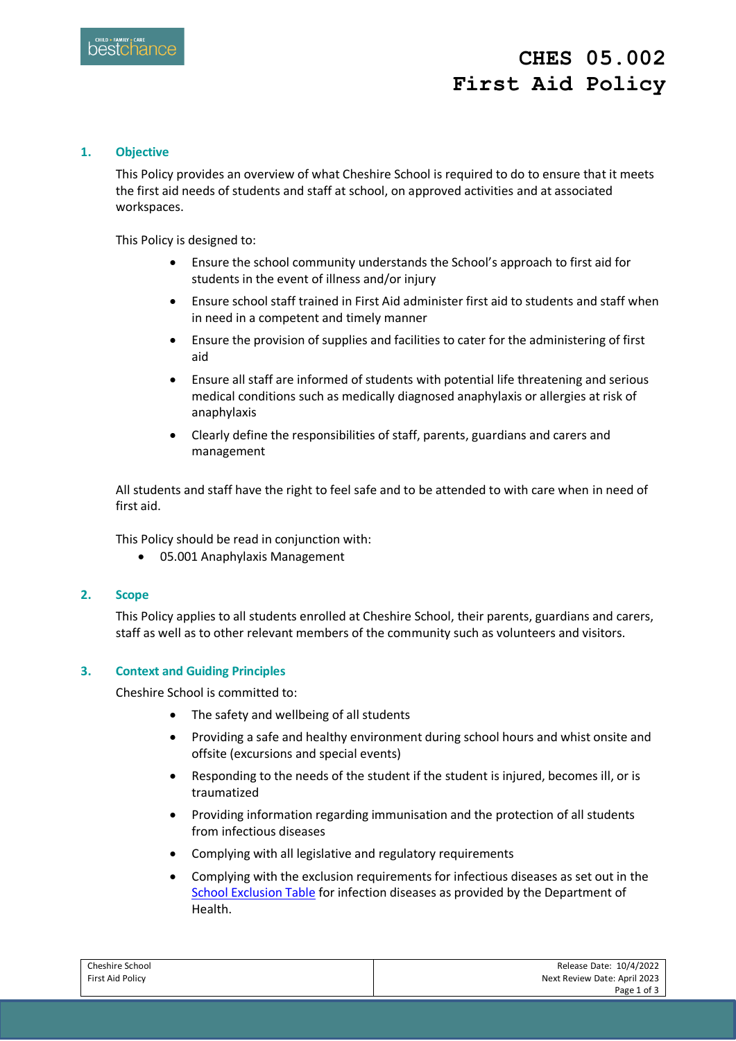# CHES 05.002 First Aid Policy

## 1. Objective

This Policy provides an overview of what Cheshire School is required to do to ensure that it meets the first aid needs of students and staff at school, on approved activities and at associated workspaces.

This Policy is designed to:

- Ensure the school community understands the School's approach to first aid for students in the event of illness and/or injury
- Ensure school staff trained in First Aid administer first aid to students and staff when in need in a competent and timely manner
- Ensure the provision of supplies and facilities to cater for the administering of first aid
- Ensure all staff are informed of students with potential life threatening and serious medical conditions such as medically diagnosed anaphylaxis or allergies at risk of anaphylaxis
- Clearly define the responsibilities of staff, parents, guardians and carers and management

All students and staff have the right to feel safe and to be attended to with care when in need of first aid.

This Policy should be read in conjunction with:

- 05.001 Anaphylaxis Management

## 2. Scope

This Policy applies to all students enrolled at Cheshire School, their parents, guardians and carers, staff as well as to other relevant members of the community such as volunteers and visitors.

## 3. Context and Guiding Principles

Cheshire School is committed to:

- The safety and wellbeing of all students
- Providing a safe and healthy environment during school hours and whist onsite and offsite (excursions and special events)
- Responding to the needs of the student if the student is injured, becomes ill, or is traumatized
- Providing information regarding immunisation and the protection of all students from infectious diseases
- Complying with all legislative and regulatory requirements
- Complying with the exclusion requirements for infectious diseases as set out in the School Exclusion Table for infection diseases as provided by the Department of Health.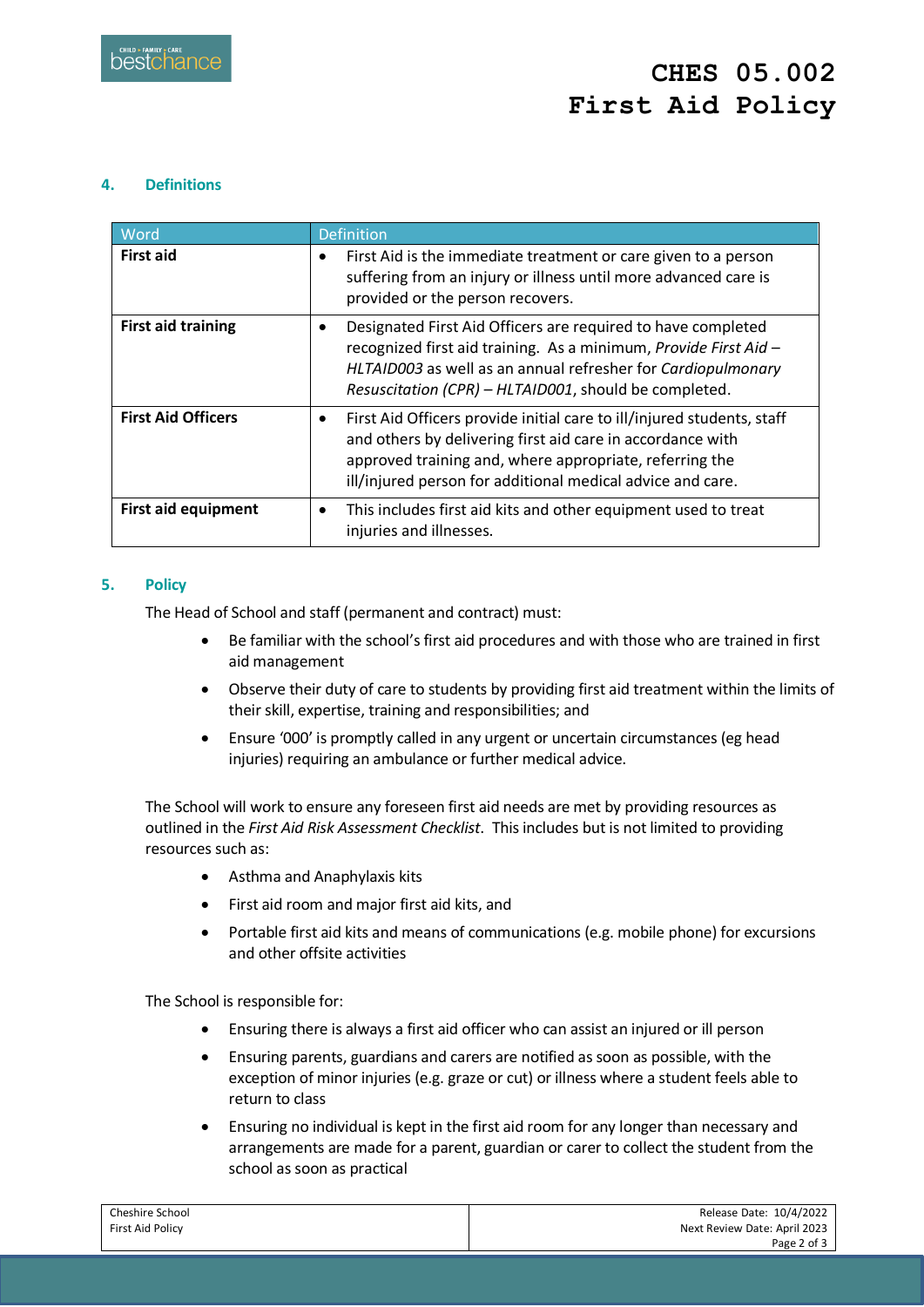## 4. Definitions

| Word | Definition |
|---|---|
| **First aid** | • First Aid is the immediate treatment or care given to a person suffering from an injury or illness until more advanced care is provided or the person recovers. |
| **First aid training** | • Designated First Aid Officers are required to have completed recognized first aid training. As a minimum, *Provide First Aid – HLTAID003* as well as an annual refresher for *Cardiopulmonary Resuscitation (CPR) – HLTAID001*, should be completed. |
| **First Aid Officers** | • First Aid Officers provide initial care to ill/injured students, staff and others by delivering first aid care in accordance with approved training and, where appropriate, referring the ill/injured person for additional medical advice and care. |
| **First aid equipment** | • This includes first aid kits and other equipment used to treat injuries and illnesses. |

## 5. Policy

The Head of School and staff (permanent and contract) must:

- Be familiar with the school's first aid procedures and with those who are trained in first aid management
- Observe their duty of care to students by providing first aid treatment within the limits of their skill, expertise, training and responsibilities; and
- Ensure '000' is promptly called in any urgent or uncertain circumstances (eg head injuries) requiring an ambulance or further medical advice.

The School will work to ensure any foreseen first aid needs are met by providing resources as outlined in the *First Aid Risk Assessment Checklist*. This includes but is not limited to providing resources such as:

- Asthma and Anaphylaxis kits
- First aid room and major first aid kits, and
- Portable first aid kits and means of communications (e.g. mobile phone) for excursions and other offsite activities

The School is responsible for:

- Ensuring there is always a first aid officer who can assist an injured or ill person
- Ensuring parents, guardians and carers are notified as soon as possible, with the exception of minor injuries (e.g. graze or cut) or illness where a student feels able to return to class
- Ensuring no individual is kept in the first aid room for any longer than necessary and arrangements are made for a parent, guardian or carer to collect the student from the school as soon as practical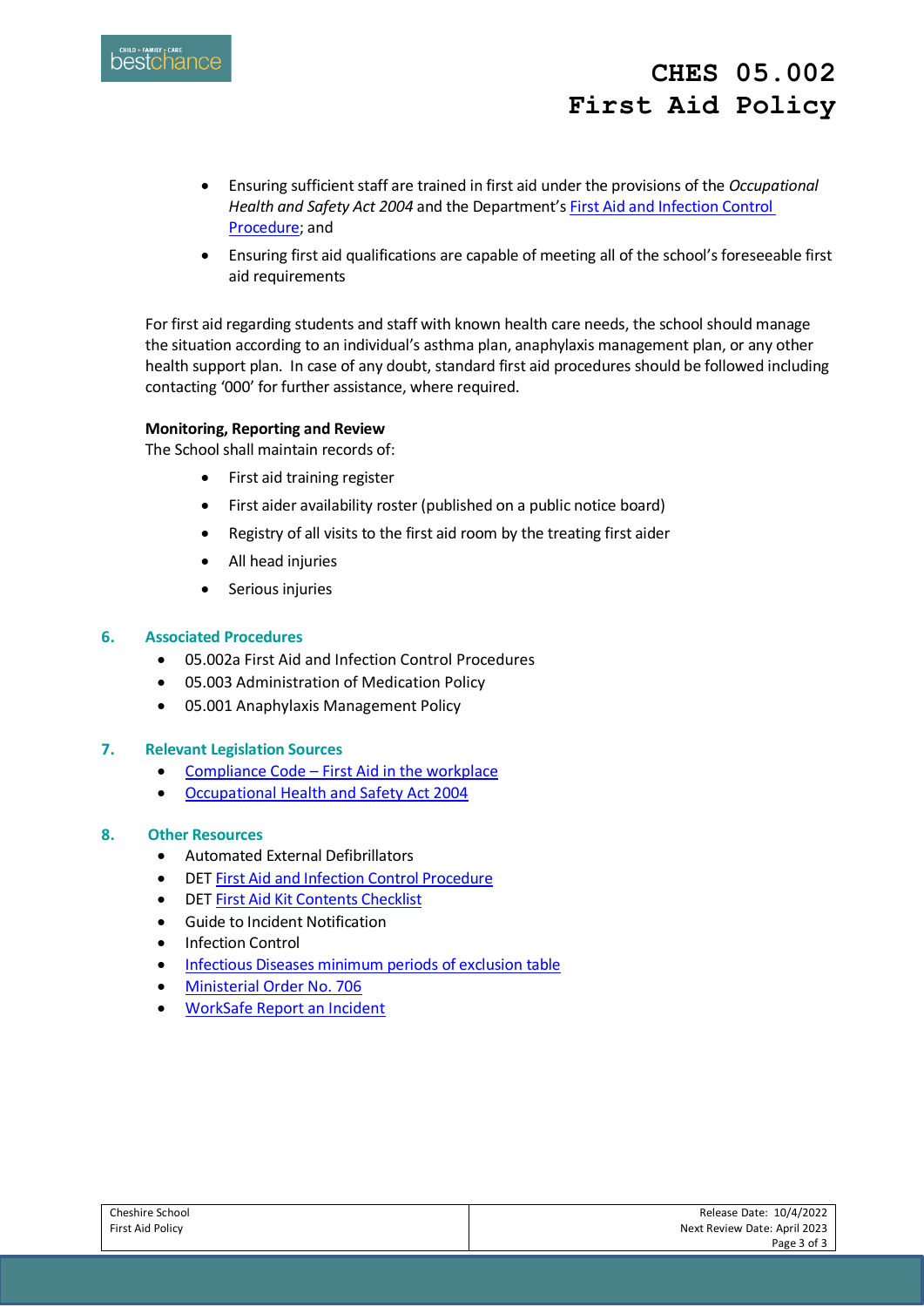- Ensuring sufficient staff are trained in first aid under the provisions of the *Occupational Health and Safety Act 2004* and the Department's First Aid and Infection Control Procedure; and
- Ensuring first aid qualifications are capable of meeting all of the school's foreseeable first aid requirements

For first aid regarding students and staff with known health care needs, the school should manage the situation according to an individual's asthma plan, anaphylaxis management plan, or any other health support plan. In case of any doubt, standard first aid procedures should be followed including contacting '000' for further assistance, where required.

**Monitoring, Reporting and Review**

The School shall maintain records of:

- First aid training register
- First aider availability roster (published on a public notice board)
- Registry of all visits to the first aid room by the treating first aider
- All head injuries
- Serious injuries

## 6. Associated Procedures

- 05.002a First Aid and Infection Control Procedures
- 05.003 Administration of Medication Policy
- 05.001 Anaphylaxis Management Policy

## 7. Relevant Legislation Sources

- Compliance Code – First Aid in the workplace
- Occupational Health and Safety Act 2004

## 8. Other Resources

- Automated External Defibrillators
- DET First Aid and Infection Control Procedure
- DET First Aid Kit Contents Checklist
- Guide to Incident Notification
- Infection Control
- Infectious Diseases minimum periods of exclusion table
- Ministerial Order No. 706
- WorkSafe Report an Incident